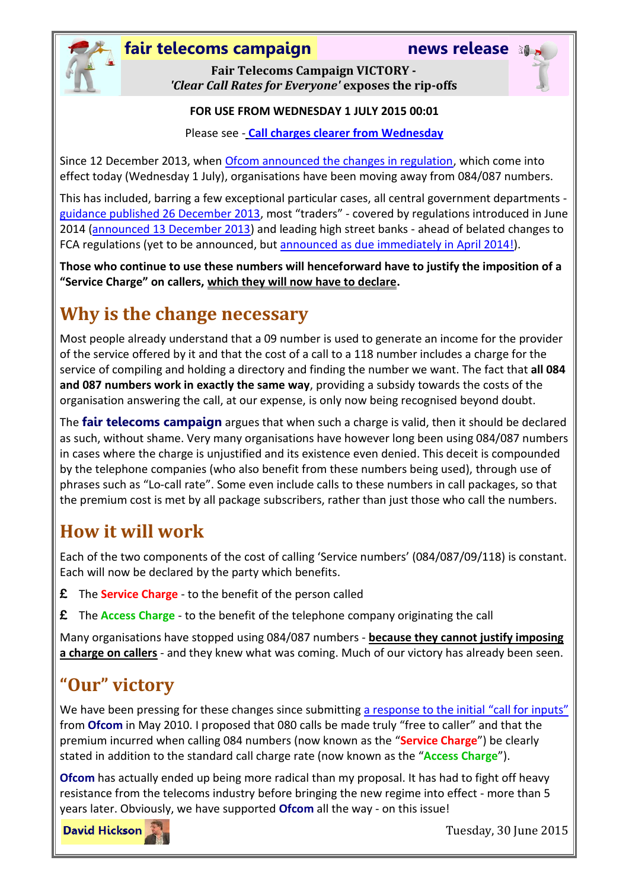**fair telecoms campaign** **news release**

**Fair Telecoms Campaign VICTORY -**
***'Clear Call Rates for Everyone'* exposes the rip-offs**

**FOR USE FROM WEDNESDAY 1 JULY 2015 00:01**

Please see - **Call charges clearer from Wednesday**

Since 12 December 2013, when Ofcom announced the changes in regulation, which come into effect today (Wednesday 1 July), organisations have been moving away from 084/087 numbers.

This has included, barring a few exceptional particular cases, all central government departments - guidance published 26 December 2013, most "traders" - covered by regulations introduced in June 2014 (announced 13 December 2013) and leading high street banks - ahead of belated changes to FCA regulations (yet to be announced, but announced as due immediately in April 2014!).

**Those who continue to use these numbers will henceforward have to justify the imposition of a "Service Charge" on callers, which they will now have to declare.**

## Why is the change necessary

Most people already understand that a 09 number is used to generate an income for the provider of the service offered by it and that the cost of a call to a 118 number includes a charge for the service of compiling and holding a directory and finding the number we want. The fact that **all 084 and 087 numbers work in exactly the same way**, providing a subsidy towards the costs of the organisation answering the call, at our expense, is only now being recognised beyond doubt.

The **fair telecoms campaign** argues that when such a charge is valid, then it should be declared as such, without shame. Very many organisations have however long been using 084/087 numbers in cases where the charge is unjustified and its existence even denied. This deceit is compounded by the telephone companies (who also benefit from these numbers being used), through use of phrases such as "Lo-call rate". Some even include calls to these numbers in call packages, so that the premium cost is met by all package subscribers, rather than just those who call the numbers.

## How it will work

Each of the two components of the cost of calling 'Service numbers' (084/087/09/118) is constant. Each will now be declared by the party which benefits.

- £ The **Service Charge** - to the benefit of the person called
- £ The **Access Charge** - to the benefit of the telephone company originating the call

Many organisations have stopped using 084/087 numbers - **because they cannot justify imposing a charge on callers** - and they knew what was coming. Much of our victory has already been seen.

## "Our" victory

We have been pressing for these changes since submitting a response to the initial "call for inputs" from **Ofcom** in May 2010. I proposed that 080 calls be made truly "free to caller" and that the premium incurred when calling 084 numbers (now known as the "**Service Charge**") be clearly stated in addition to the standard call charge rate (now known as the "**Access Charge**").

**Ofcom** has actually ended up being more radical than my proposal. It has had to fight off heavy resistance from the telecoms industry before bringing the new regime into effect - more than 5 years later. Obviously, we have supported **Ofcom** all the way - on this issue!

**David Hickson**

Tuesday, 30 June 2015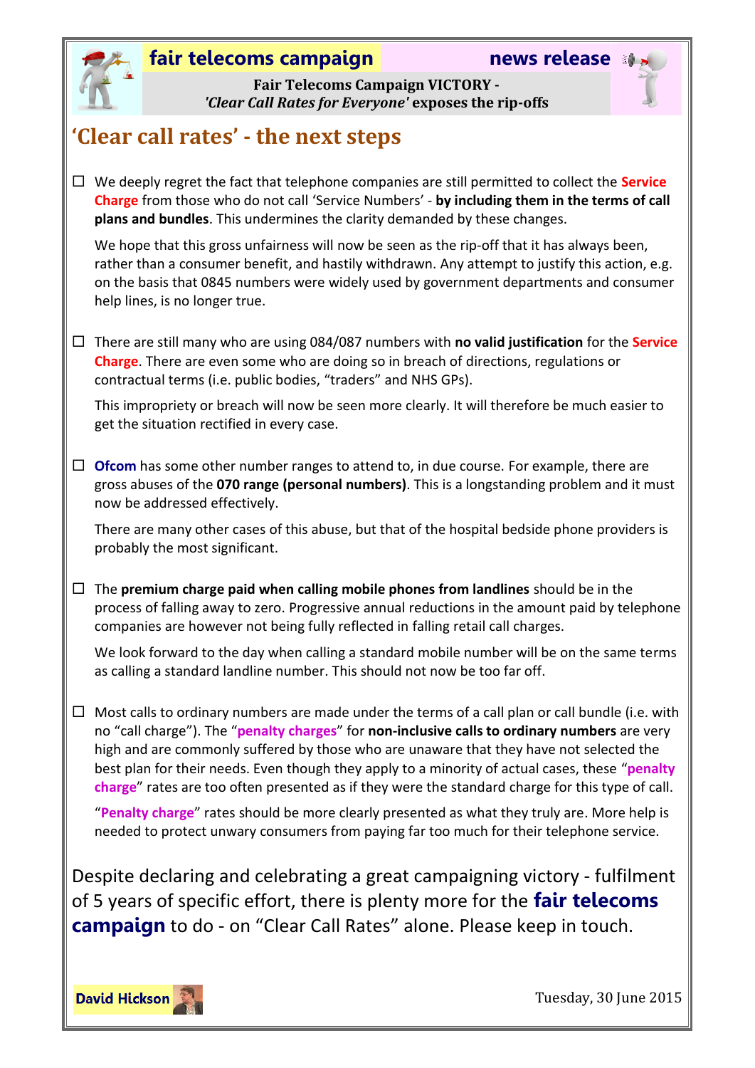**fair telecoms campaign** **news release**

**Fair Telecoms Campaign VICTORY -**
***'Clear Call Rates for Everyone'* exposes the rip-offs**

# 'Clear call rates' - the next steps

- ☐ We deeply regret the fact that telephone companies are still permitted to collect the **Service Charge** from those who do not call 'Service Numbers' - **by including them in the terms of call plans and bundles**. This undermines the clarity demanded by these changes.

  We hope that this gross unfairness will now be seen as the rip-off that it has always been, rather than a consumer benefit, and hastily withdrawn. Any attempt to justify this action, e.g. on the basis that 0845 numbers were widely used by government departments and consumer help lines, is no longer true.

- ☐ There are still many who are using 084/087 numbers with **no valid justification** for the **Service Charge**. There are even some who are doing so in breach of directions, regulations or contractual terms (i.e. public bodies, "traders" and NHS GPs).

  This impropriety or breach will now be seen more clearly. It will therefore be much easier to get the situation rectified in every case.

- ☐ **Ofcom** has some other number ranges to attend to, in due course. For example, there are gross abuses of the **070 range (personal numbers)**. This is a longstanding problem and it must now be addressed effectively.

  There are many other cases of this abuse, but that of the hospital bedside phone providers is probably the most significant.

- ☐ The **premium charge paid when calling mobile phones from landlines** should be in the process of falling away to zero. Progressive annual reductions in the amount paid by telephone companies are however not being fully reflected in falling retail call charges.

  We look forward to the day when calling a standard mobile number will be on the same terms as calling a standard landline number. This should not now be too far off.

- ☐ Most calls to ordinary numbers are made under the terms of a call plan or call bundle (i.e. with no "call charge"). The "**penalty charges**" for **non-inclusive calls to ordinary numbers** are very high and are commonly suffered by those who are unaware that they have not selected the best plan for their needs. Even though they apply to a minority of actual cases, these "**penalty charge**" rates are too often presented as if they were the standard charge for this type of call.

  "**Penalty charge**" rates should be more clearly presented as what they truly are. More help is needed to protect unwary consumers from paying far too much for their telephone service.

Despite declaring and celebrating a great campaigning victory - fulfilment of 5 years of specific effort, there is plenty more for the **fair telecoms campaign** to do - on "Clear Call Rates" alone. Please keep in touch.

**David Hickson**

Tuesday, 30 June 2015